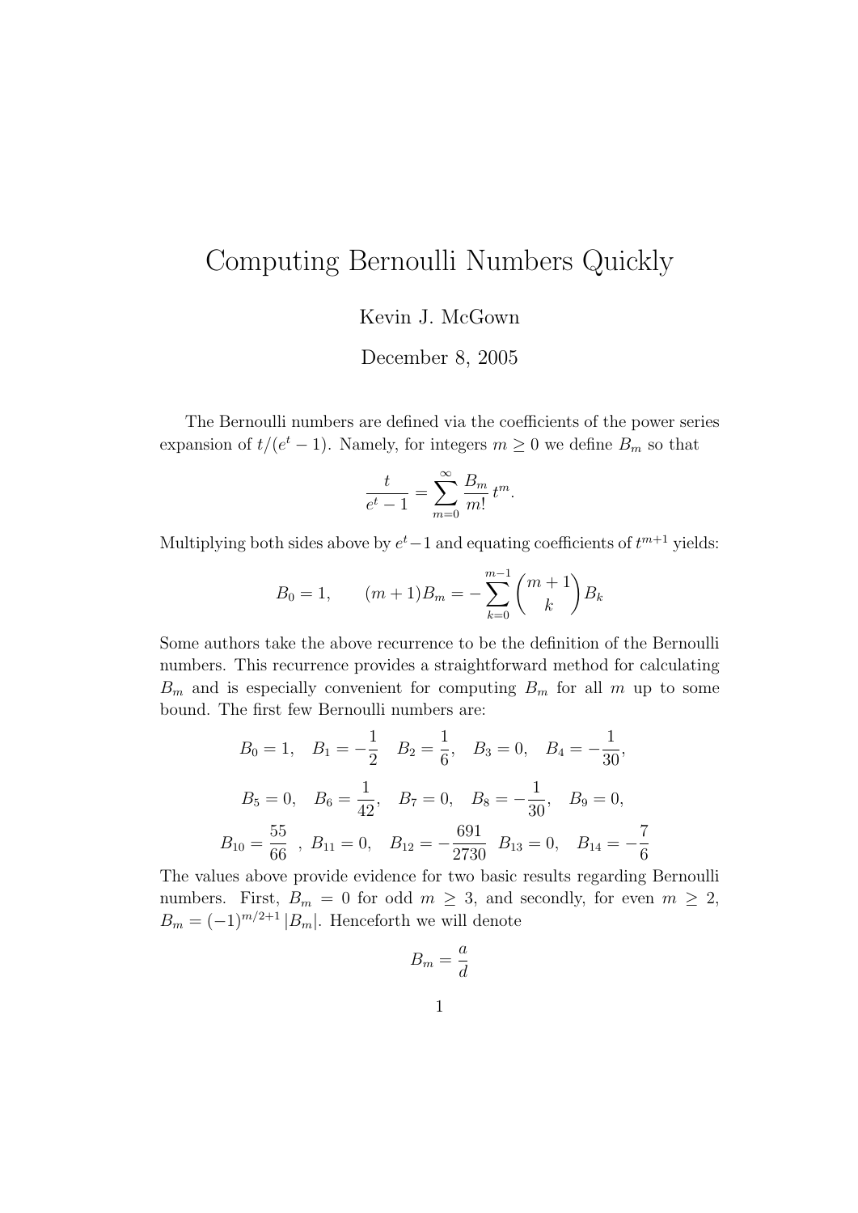# Computing Bernoulli Numbers Quickly

Kevin J. McGown

December 8, 2005

The Bernoulli numbers are defined via the coefficients of the power series expansion of $t/(e^t - 1)$. Namely, for integers $m \geq 0$ we define $B_m$ so that

$$\frac{t}{e^t - 1} = \sum_{m=0}^{\infty} \frac{B_m}{m!} t^m.$$

Multiplying both sides above by $e^t - 1$ and equating coefficients of $t^{m+1}$ yields:

$$B_0 = 1, \qquad (m+1)B_m = -\sum_{k=0}^{m-1} \binom{m+1}{k} B_k$$

Some authors take the above recurrence to be the definition of the Bernoulli numbers. This recurrence provides a straightforward method for calculating $B_m$ and is especially convenient for computing $B_m$ for all $m$ up to some bound. The first few Bernoulli numbers are:

$$B_0 = 1, \quad B_1 = -\frac{1}{2} \quad B_2 = \frac{1}{6}, \quad B_3 = 0, \quad B_4 = -\frac{1}{30},$$

$$B_5 = 0, \quad B_6 = \frac{1}{42}, \quad B_7 = 0, \quad B_8 = -\frac{1}{30}, \quad B_9 = 0,$$

$$B_{10} = \frac{55}{66} \;, \; B_{11} = 0, \quad B_{12} = -\frac{691}{2730} \quad B_{13} = 0, \quad B_{14} = -\frac{7}{6}$$

The values above provide evidence for two basic results regarding Bernoulli numbers. First, $B_m = 0$ for odd $m \geq 3$, and secondly, for even $m \geq 2$, $B_m = (-1)^{m/2+1} |B_m|$. Henceforth we will denote

$$B_m = \frac{a}{d}$$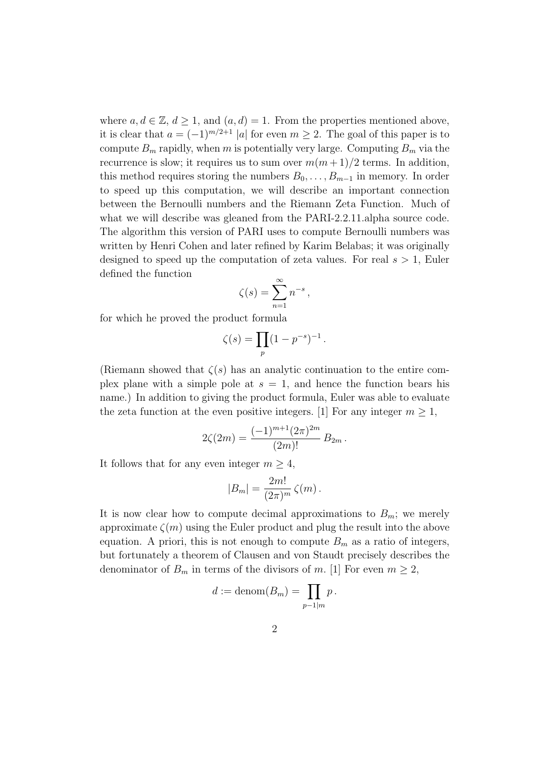where $a, d \in \mathbb{Z}$, $d \geq 1$, and $(a, d) = 1$. From the properties mentioned above, it is clear that $a = (-1)^{m/2+1} |a|$ for even $m \geq 2$. The goal of this paper is to compute $B_m$ rapidly, when $m$ is potentially very large. Computing $B_m$ via the recurrence is slow; it requires us to sum over $m(m+1)/2$ terms. In addition, this method requires storing the numbers $B_0, \ldots, B_{m-1}$ in memory. In order to speed up this computation, we will describe an important connection between the Bernoulli numbers and the Riemann Zeta Function. Much of what we will describe was gleaned from the PARI-2.2.11.alpha source code. The algorithm this version of PARI uses to compute Bernoulli numbers was written by Henri Cohen and later refined by Karim Belabas; it was originally designed to speed up the computation of zeta values. For real $s > 1$, Euler defined the function

$$\zeta(s) = \sum_{n=1}^{\infty} n^{-s} \,,$$

for which he proved the product formula

$$\zeta(s) = \prod_{p} (1 - p^{-s})^{-1} \,.$$

(Riemann showed that $\zeta(s)$ has an analytic continuation to the entire complex plane with a simple pole at $s = 1$, and hence the function bears his name.) In addition to giving the product formula, Euler was able to evaluate the zeta function at the even positive integers. [1] For any integer $m \geq 1$,

$$2\zeta(2m) = \frac{(-1)^{m+1}(2\pi)^{2m}}{(2m)!} B_{2m} \,.$$

It follows that for any even integer $m \geq 4$,

$$|B_m| = \frac{2m!}{(2\pi)^m} \zeta(m) \,.$$

It is now clear how to compute decimal approximations to $B_m$; we merely approximate $\zeta(m)$ using the Euler product and plug the result into the above equation. A priori, this is not enough to compute $B_m$ as a ratio of integers, but fortunately a theorem of Clausen and von Staudt precisely describes the denominator of $B_m$ in terms of the divisors of $m$. [1] For even $m \geq 2$,

$$d := \text{denom}(B_m) = \prod_{p-1|m} p \,.$$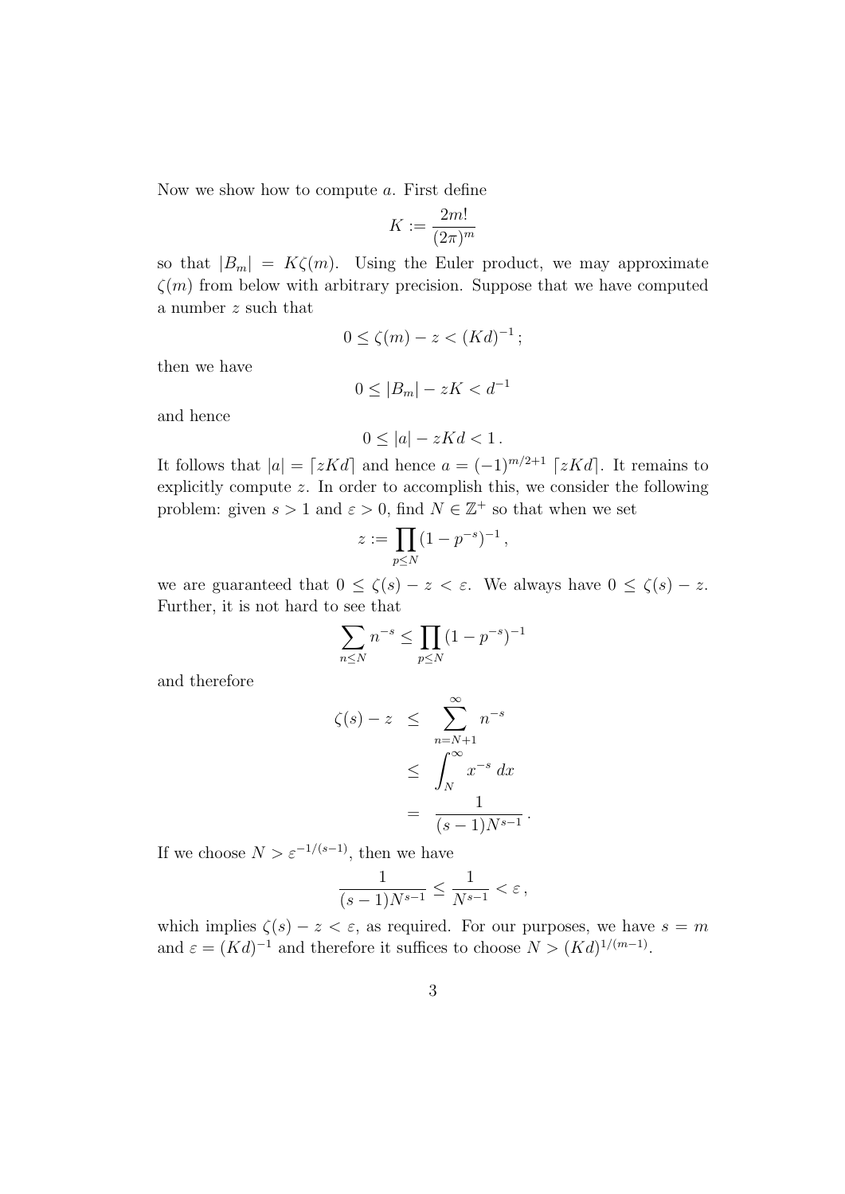Now we show how to compute $a$. First define

$$K := \frac{2m!}{(2\pi)^m}$$

so that $|B_m| = K\zeta(m)$. Using the Euler product, we may approximate $\zeta(m)$ from below with arbitrary precision. Suppose that we have computed a number $z$ such that

$$0 \leq \zeta(m) - z < (Kd)^{-1}\,;$$

then we have

$$0 \leq |B_m| - zK < d^{-1}$$

and hence

$$0 \leq |a| - zKd < 1\,.$$

It follows that $|a| = \lceil zKd \rceil$ and hence $a = (-1)^{m/2+1}\lceil zKd \rceil$. It remains to explicitly compute $z$. In order to accomplish this, we consider the following problem: given $s > 1$ and $\varepsilon > 0$, find $N \in \mathbb{Z}^+$ so that when we set

$$z := \prod_{p \leq N} (1 - p^{-s})^{-1}\,,$$

we are guaranteed that $0 \leq \zeta(s) - z < \varepsilon$. We always have $0 \leq \zeta(s) - z$. Further, it is not hard to see that

$$\sum_{n \leq N} n^{-s} \leq \prod_{p \leq N} (1 - p^{-s})^{-1}$$

and therefore

$$\begin{aligned} \zeta(s) - z &\leq \sum_{n=N+1}^{\infty} n^{-s} \\ &\leq \int_N^{\infty} x^{-s}\, dx \\ &= \frac{1}{(s-1)N^{s-1}}\,. \end{aligned}$$

If we choose $N > \varepsilon^{-1/(s-1)}$, then we have

$$\frac{1}{(s-1)N^{s-1}} \leq \frac{1}{N^{s-1}} < \varepsilon\,,$$

which implies $\zeta(s) - z < \varepsilon$, as required. For our purposes, we have $s = m$ and $\varepsilon = (Kd)^{-1}$ and therefore it suffices to choose $N > (Kd)^{1/(m-1)}$.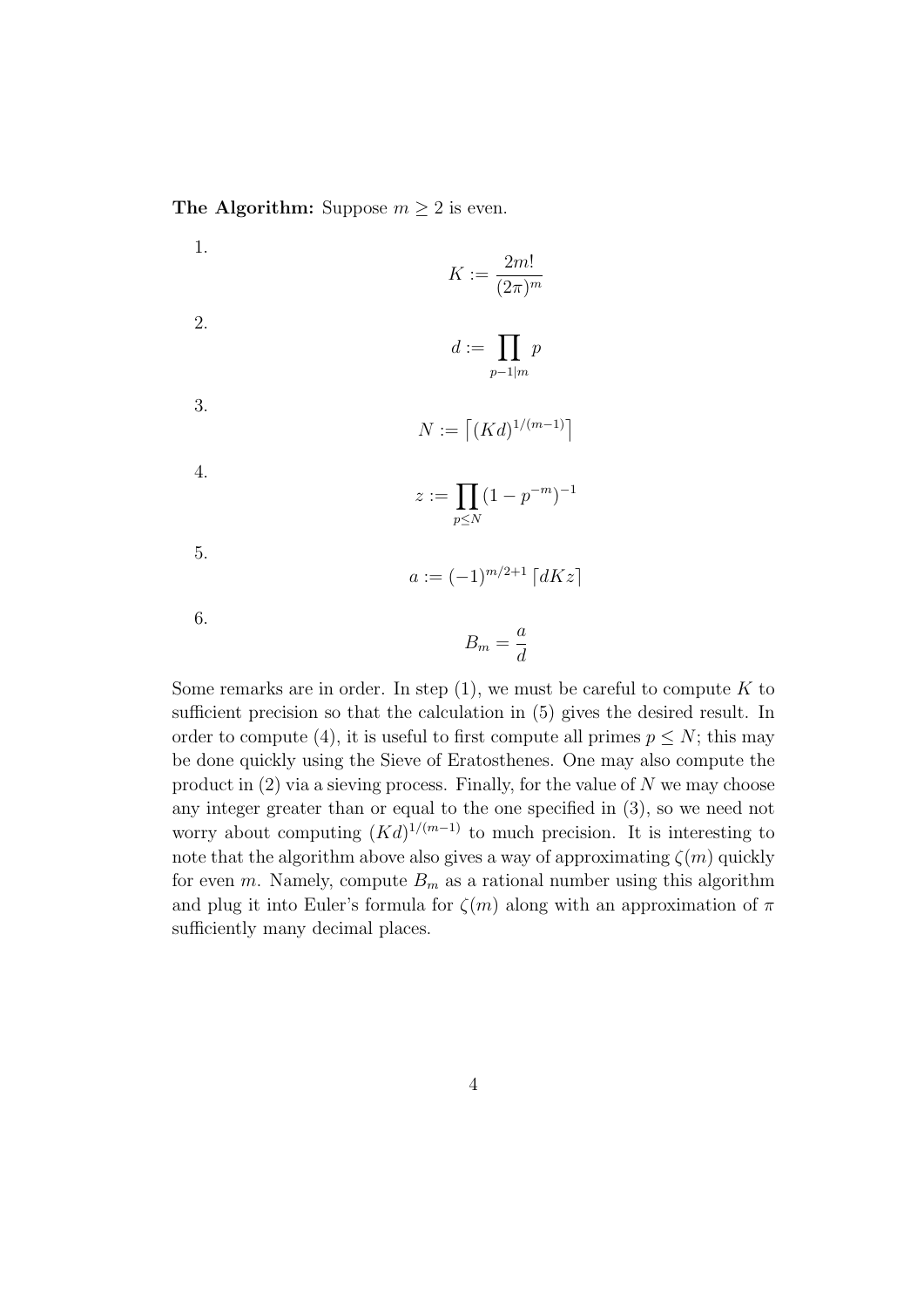**The Algorithm:** Suppose $m \geq 2$ is even.

1. $$K := \frac{2m!}{(2\pi)^m}$$

2. $$d := \prod_{p-1|m} p$$

3. $$N := \left\lceil (Kd)^{1/(m-1)} \right\rceil$$

4. $$z := \prod_{p \leq N} (1 - p^{-m})^{-1}$$

5. $$a := (-1)^{m/2+1} \left\lceil dKz \right\rceil$$

6. $$B_m = \frac{a}{d}$$

Some remarks are in order. In step (1), we must be careful to compute $K$ to sufficient precision so that the calculation in (5) gives the desired result. In order to compute (4), it is useful to first compute all primes $p \leq N$; this may be done quickly using the Sieve of Eratosthenes. One may also compute the product in (2) via a sieving process. Finally, for the value of $N$ we may choose any integer greater than or equal to the one specified in (3), so we need not worry about computing $(Kd)^{1/(m-1)}$ to much precision. It is interesting to note that the algorithm above also gives a way of approximating $\zeta(m)$ quickly for even $m$. Namely, compute $B_m$ as a rational number using this algorithm and plug it into Euler's formula for $\zeta(m)$ along with an approximation of $\pi$ sufficiently many decimal places.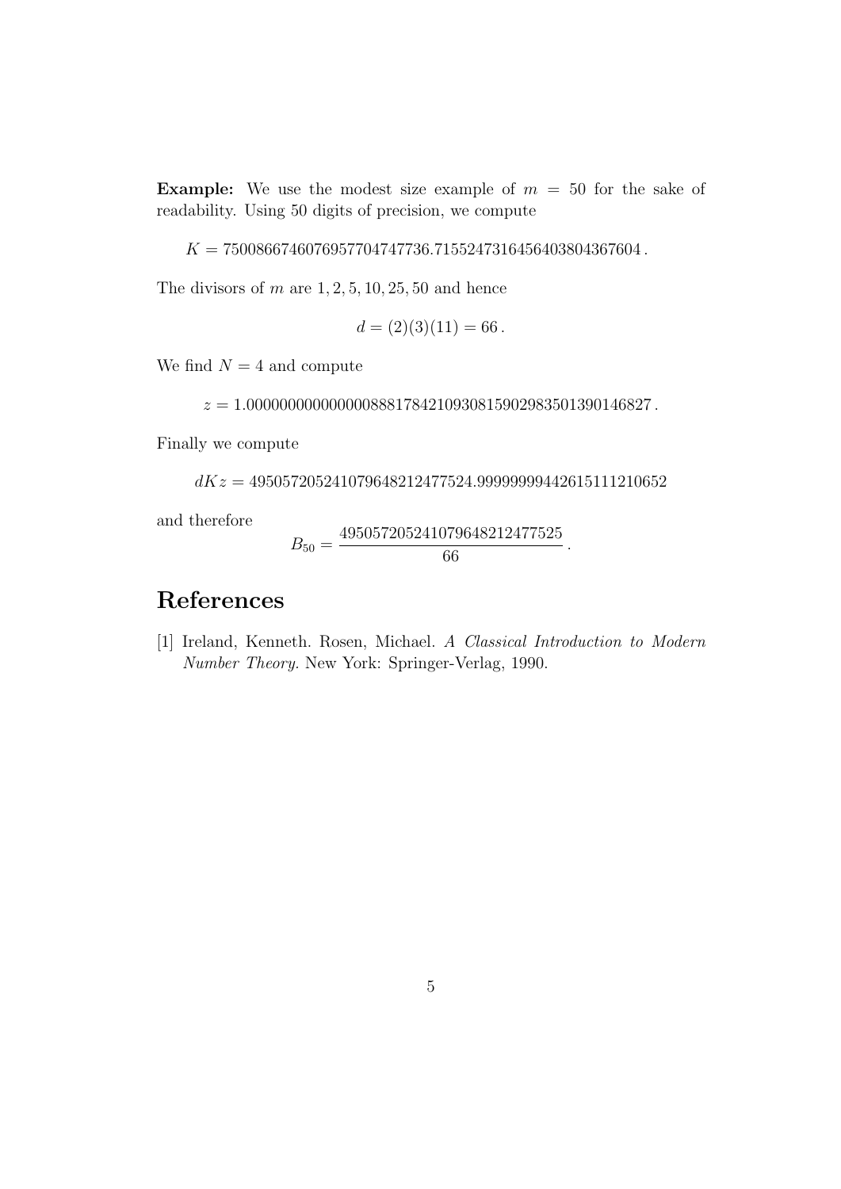**Example:** We use the modest size example of $m = 50$ for the sake of readability. Using 50 digits of precision, we compute

$$K = 7500866746076957704747736.7155247316456403804367604\,.$$

The divisors of $m$ are $1, 2, 5, 10, 25, 50$ and hence

$$d = (2)(3)(11) = 66\,.$$

We find $N = 4$ and compute

$$z = 1.0000000000000008881784210930815902983501390146827\,.$$

Finally we compute

$$dKz = 495057205241079648212477524.99999999442615111210652$$

and therefore

$$B_{50} = \frac{495057205241079648212477525}{66}\,.$$

# References

[1] Ireland, Kenneth. Rosen, Michael. *A Classical Introduction to Modern Number Theory.* New York: Springer-Verlag, 1990.